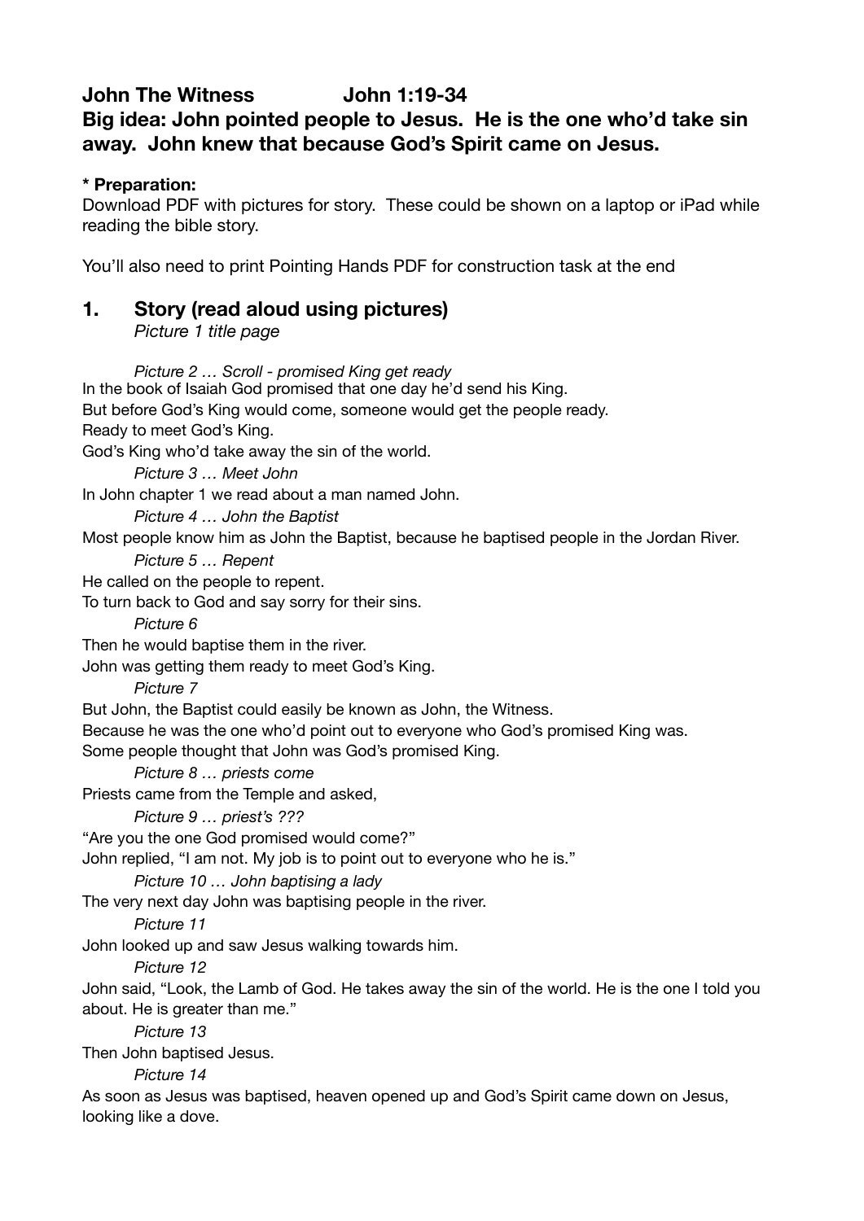**John The Witness John 1:19-34**

**Big idea: John pointed people to Jesus. He is the one who'd take sin away. John knew that because God's Spirit came on Jesus.**

**\* Preparation:**

Download PDF with pictures for story. These could be shown on a laptop or iPad while reading the bible story.

You'll also need to print Pointing Hands PDF for construction task at the end

## 1. Story (read aloud using pictures)

*Picture 1 title page*

*Picture 2 … Scroll - promised King get ready*

In the book of Isaiah God promised that one day he'd send his King.
But before God's King would come, someone would get the people ready.
Ready to meet God's King.
God's King who'd take away the sin of the world.

*Picture 3 … Meet John*

In John chapter 1 we read about a man named John.

*Picture 4 … John the Baptist*

Most people know him as John the Baptist, because he baptised people in the Jordan River.

*Picture 5 … Repent*

He called on the people to repent.
To turn back to God and say sorry for their sins.

*Picture 6*

Then he would baptise them in the river.
John was getting them ready to meet God's King.

*Picture 7*

But John, the Baptist could easily be known as John, the Witness.
Because he was the one who'd point out to everyone who God's promised King was.
Some people thought that John was God's promised King.

*Picture 8 … priests come*

Priests came from the Temple and asked,

*Picture 9 … priest's ???*

"Are you the one God promised would come?"
John replied, "I am not. My job is to point out to everyone who he is."

*Picture 10 … John baptising a lady*

The very next day John was baptising people in the river.

*Picture 11*

John looked up and saw Jesus walking towards him.

*Picture 12*

John said, "Look, the Lamb of God. He takes away the sin of the world. He is the one I told you about. He is greater than me."

*Picture 13*

Then John baptised Jesus.

*Picture 14*

As soon as Jesus was baptised, heaven opened up and God's Spirit came down on Jesus, looking like a dove.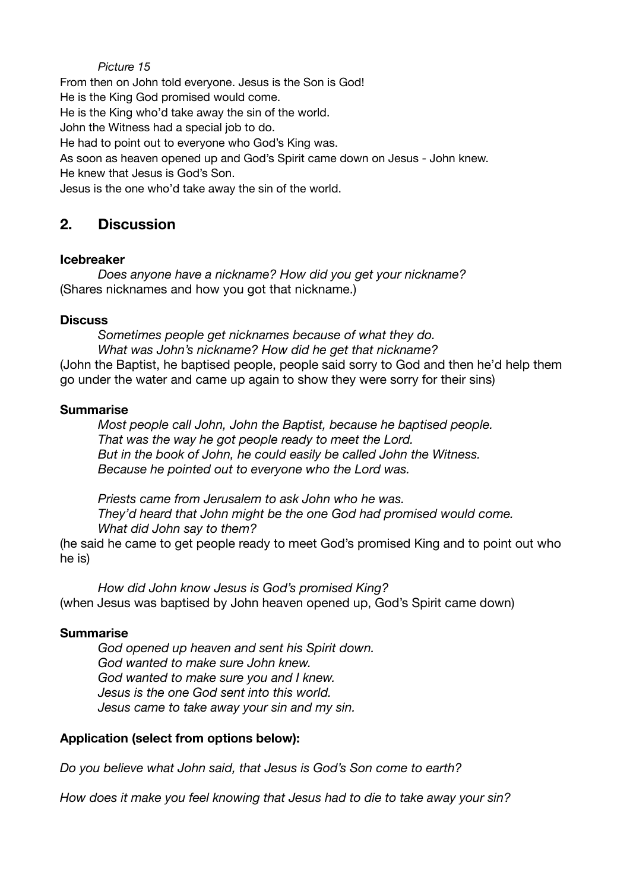*Picture 15*

From then on John told everyone. Jesus is the Son is God!
He is the King God promised would come.
He is the King who'd take away the sin of the world.
John the Witness had a special job to do.
He had to point out to everyone who God's King was.
As soon as heaven opened up and God's Spirit came down on Jesus - John knew.
He knew that Jesus is God's Son.
Jesus is the one who'd take away the sin of the world.

## 2. Discussion

**Icebreaker**

*Does anyone have a nickname? How did you get your nickname?*
(Shares nicknames and how you got that nickname.)

**Discuss**

*Sometimes people get nicknames because of what they do.*
*What was John's nickname? How did he get that nickname?*
(John the Baptist, he baptised people, people said sorry to God and then he'd help them go under the water and came up again to show they were sorry for their sins)

**Summarise**

*Most people call John, John the Baptist, because he baptised people.*
*That was the way he got people ready to meet the Lord.*
*But in the book of John, he could easily be called John the Witness.*
*Because he pointed out to everyone who the Lord was.*

*Priests came from Jerusalem to ask John who he was.*
*They'd heard that John might be the one God had promised would come.*
*What did John say to them?*
(he said he came to get people ready to meet God's promised King and to point out who he is)

*How did John know Jesus is God's promised King?*
(when Jesus was baptised by John heaven opened up, God's Spirit came down)

**Summarise**

*God opened up heaven and sent his Spirit down.*
*God wanted to make sure John knew.*
*God wanted to make sure you and I knew.*
*Jesus is the one God sent into this world.*
*Jesus came to take away your sin and my sin.*

**Application (select from options below):**

*Do you believe what John said, that Jesus is God's Son come to earth?*

*How does it make you feel knowing that Jesus had to die to take away your sin?*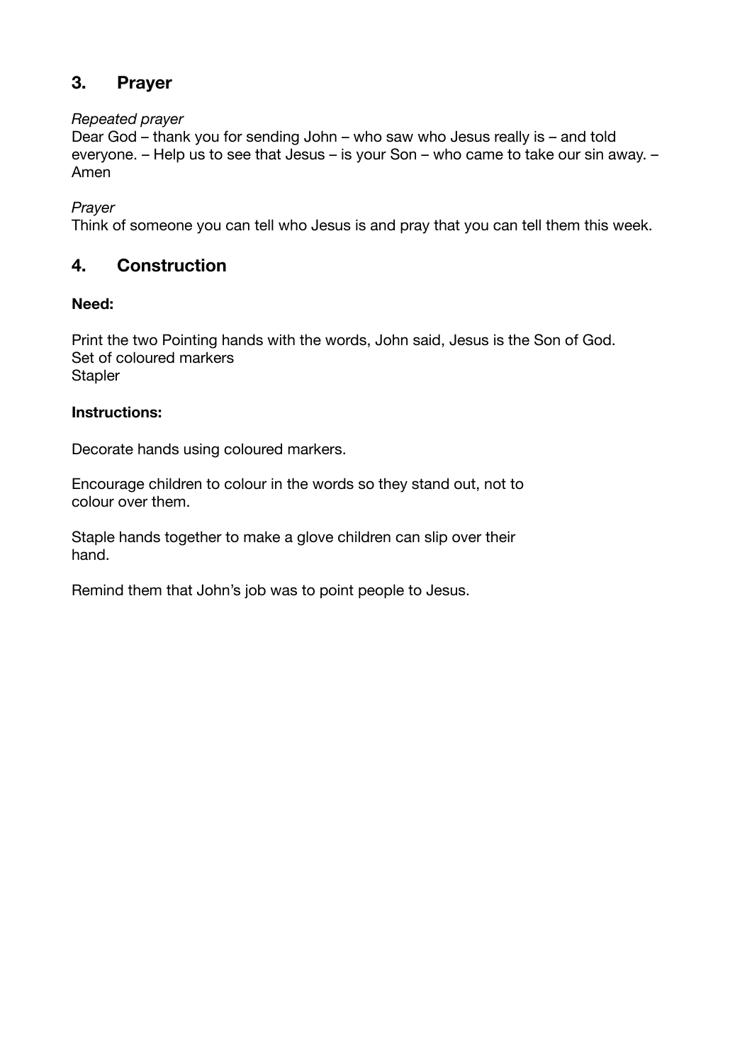## 3. Prayer

*Repeated prayer*
Dear God – thank you for sending John – who saw who Jesus really is – and told everyone. – Help us to see that Jesus – is your Son – who came to take our sin away. – Amen

*Prayer*
Think of someone you can tell who Jesus is and pray that you can tell them this week.

## 4. Construction

**Need:**

Print the two Pointing hands with the words, John said, Jesus is the Son of God.
Set of coloured markers
Stapler

**Instructions:**

Decorate hands using coloured markers.

Encourage children to colour in the words so they stand out, not to colour over them.

Staple hands together to make a glove children can slip over their hand.

Remind them that John's job was to point people to Jesus.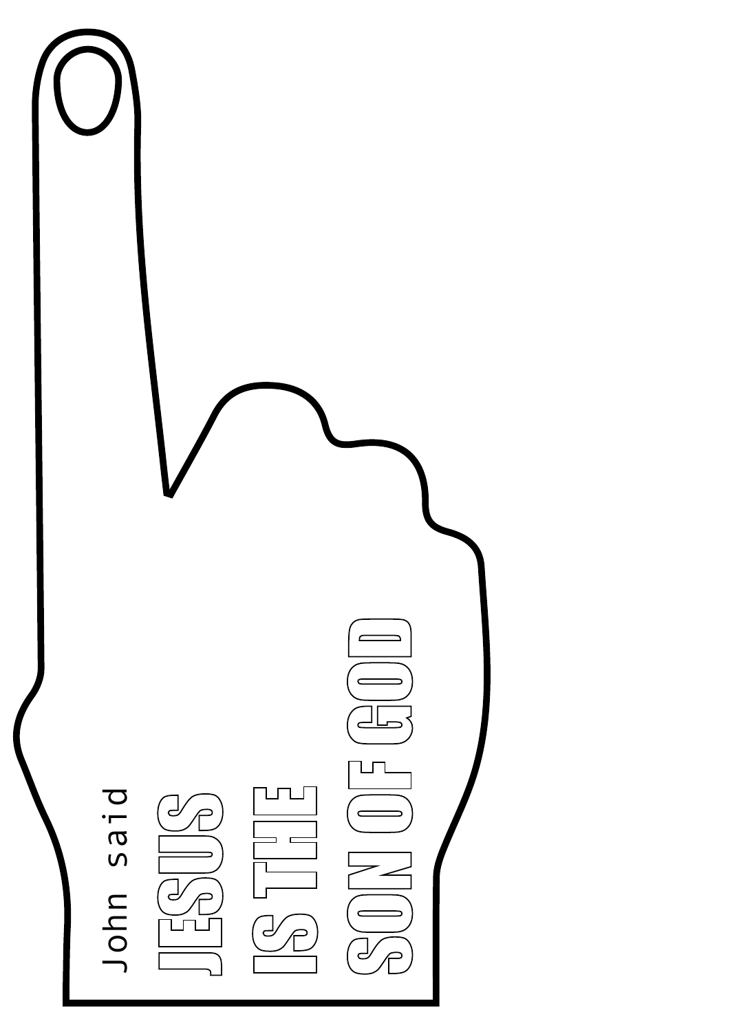John said

JESUS

IS THE

SON OF GOD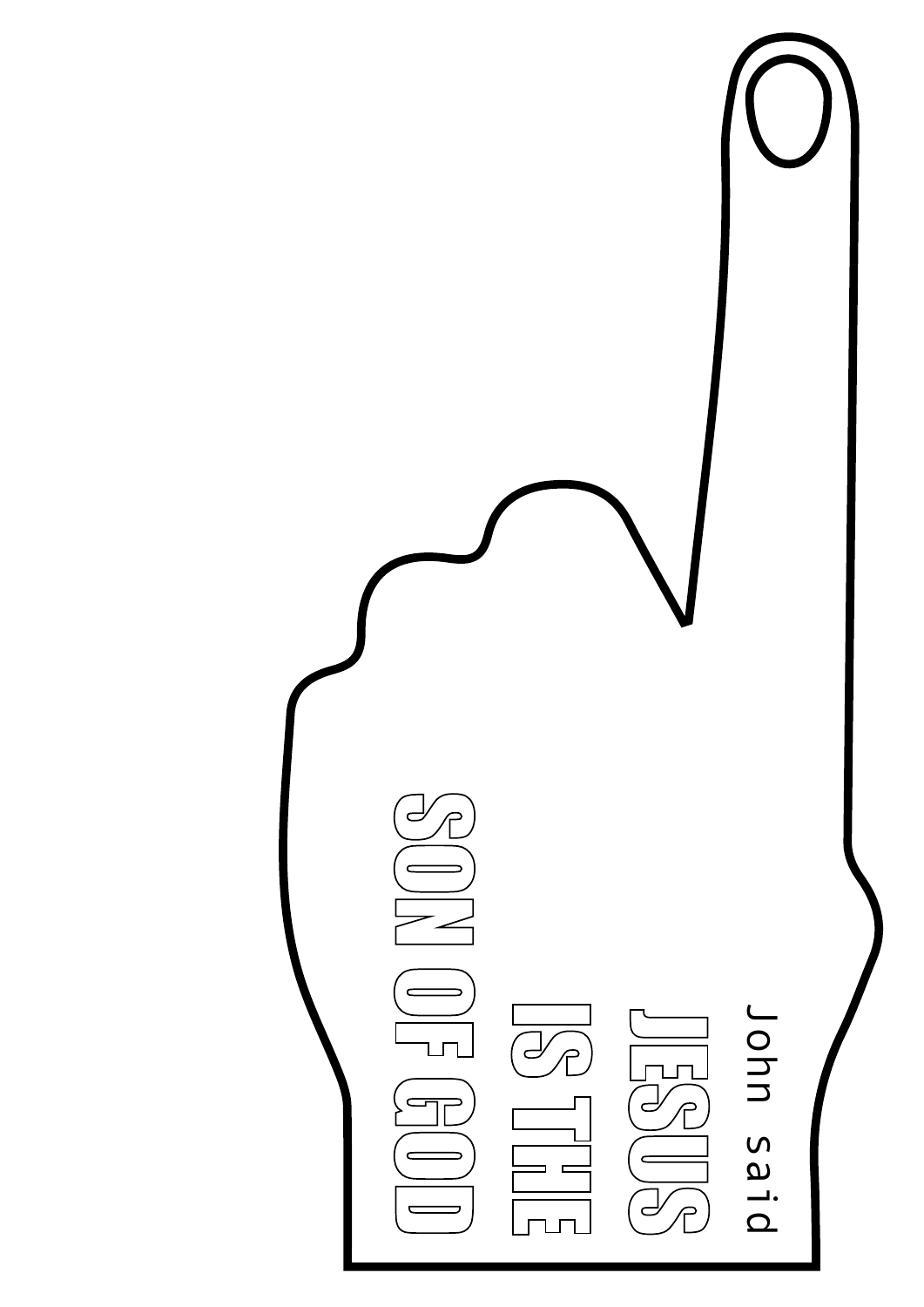John said

JESUS

IS THE

SON OF GOD